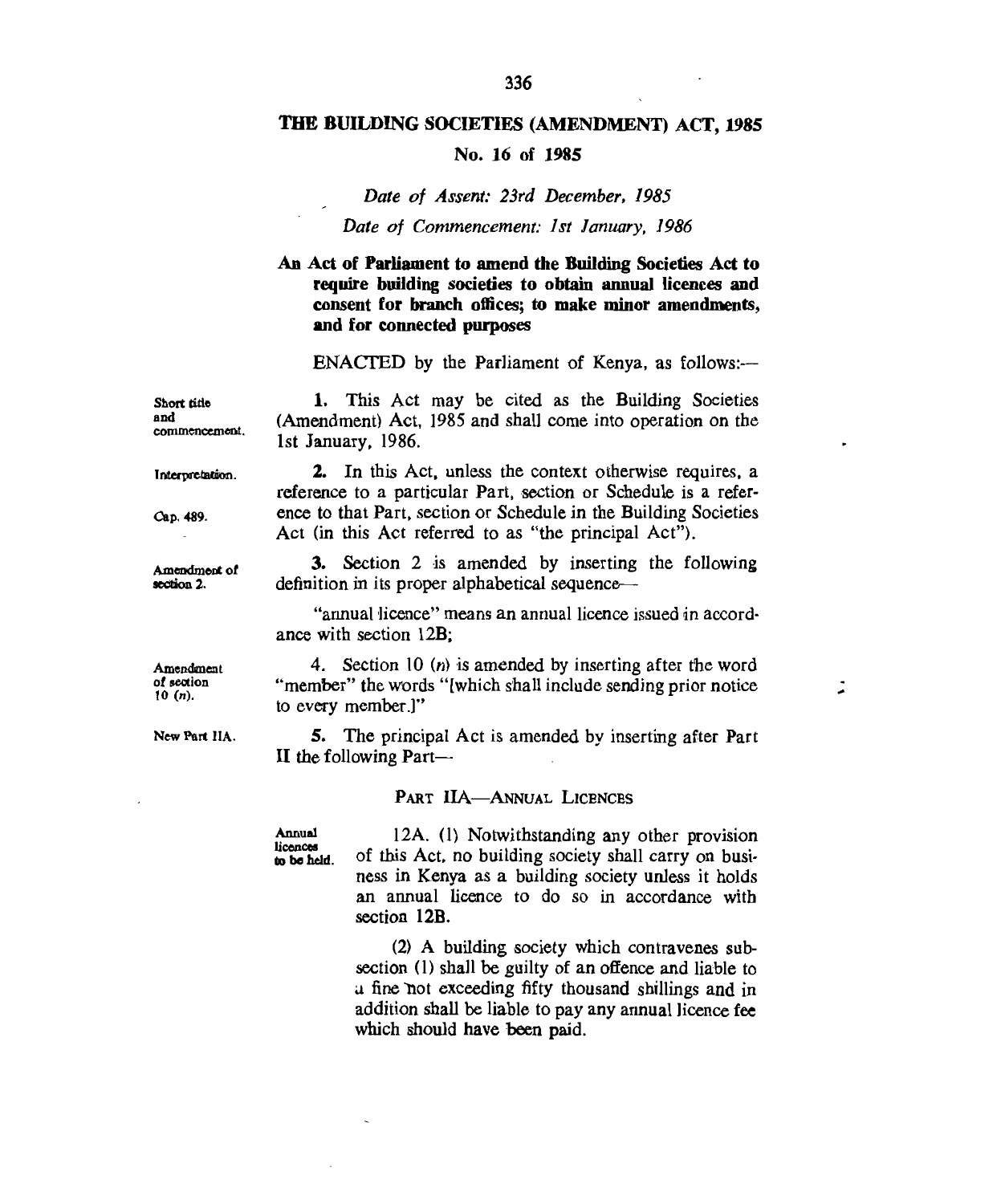# THE BUILDING SOCIETIES (AMENDMENT) ACT, 1985

## No. 16 of 1985

*Date of Assent: 23rd December, 1985*

*Date of Commencement: 1st January, 1986*

**An Act of Parliament to amend the Building Societies Act to require building societies to obtain annual licences and consent for branch offices; to make minor amendments, and for connected purposes**

ENACTED by the Parliament of Kenya, as follows:—

Short title and commencement.

**1.** This Act may be cited as the Building Societies (Amendment) Act, 1985 and shall come into operation on the 1st January, 1986.

Interpretation.

Cap. 489.

**2.** In this Act, unless the context otherwise requires, a reference to a particular Part, section or Schedule is a reference to that Part, section or Schedule in the Building Societies Act (in this Act referred to as "the principal Act").

Amendment of section 2.

**3.** Section 2 is amended by inserting the following definition in its proper alphabetical sequence—

"annual licence" means an annual licence issued in accordance with section 12B;

Amendment of section 10 (*n*).

4. Section 10 (*n*) is amended by inserting after the word "member" the words "[which shall include sending prior notice to every member.]"

New Part IIA.

**5.** The principal Act is amended by inserting after Part II the following Part—

PART IIA—ANNUAL LICENCES

Annual licences to be held.

12A. (1) Notwithstanding any other provision of this Act, no building society shall carry on business in Kenya as a building society unless it holds an annual licence to do so in accordance with section 12B.

(2) A building society which contravenes subsection (1) shall be guilty of an offence and liable to a fine not exceeding fifty thousand shillings and in addition shall be liable to pay any annual licence fee which should have been paid.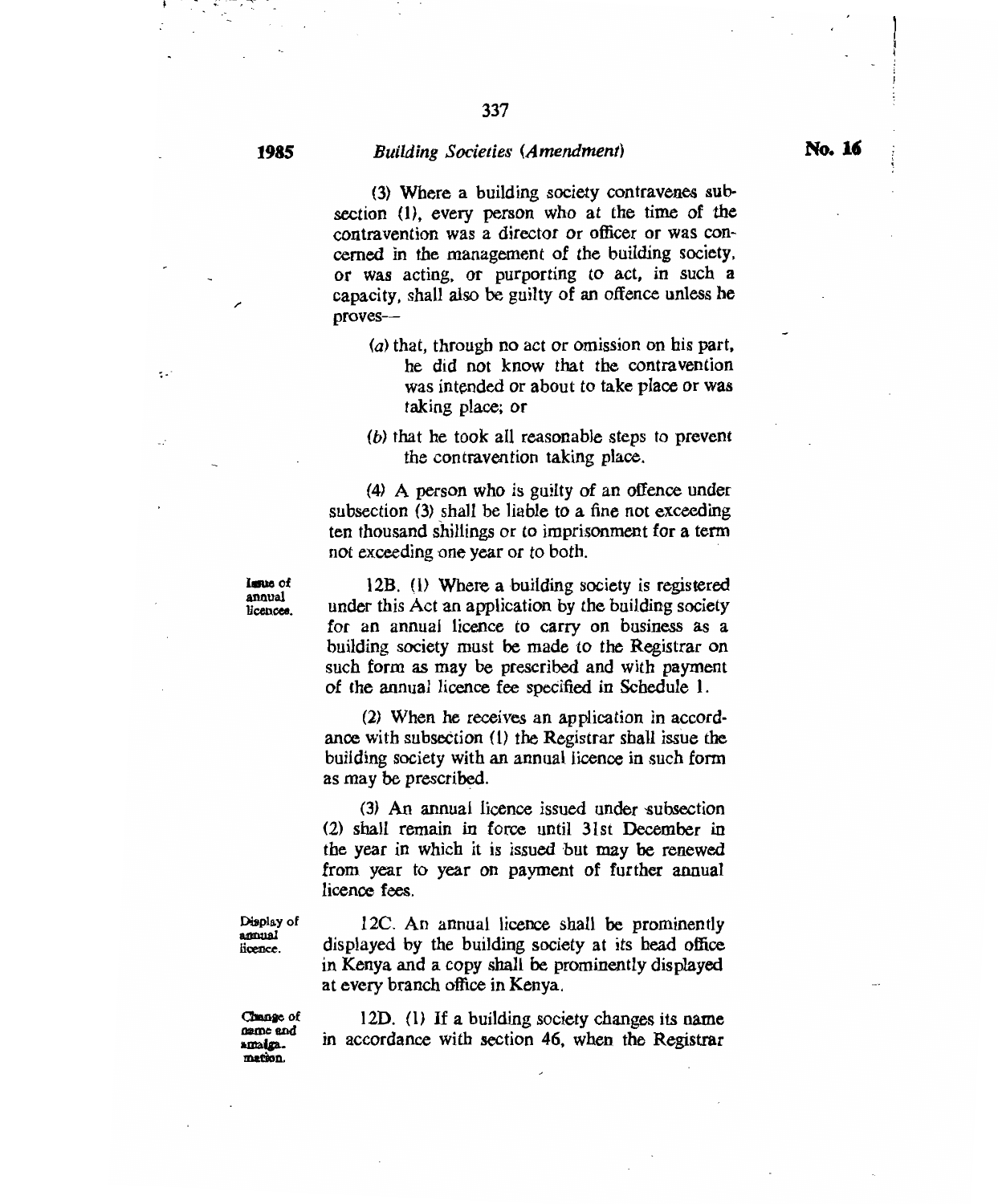(3) Where a building society contravenes subsection (1), every person who at the time of the contravention was a director or officer or was concerned in the management of the building society, or was acting, or purporting to act, in such a capacity, shall also be guilty of an offence unless he proves—

(a) that, through no act or omission on his part, he did not know that the contravention was intended or about to take place or was taking place; or

(b) that he took all reasonable steps to prevent the contravention taking place.

(4) A person who is guilty of an offence under subsection (3) shall be liable to a fine not exceeding ten thousand shillings or to imprisonment for a term not exceeding one year or to both.

Issue of annual licences.

12B. (1) Where a building society is registered under this Act an application by the building society for an annual licence to carry on business as a building society must be made to the Registrar on such form as may be prescribed and with payment of the annual licence fee specified in Schedule 1.

(2) When he receives an application in accordance with subsection (1) the Registrar shall issue the building society with an annual licence in such form as may be prescribed.

(3) An annual licence issued under subsection (2) shall remain in force until 31st December in the year in which it is issued but may be renewed from year to year on payment of further annual licence fees.

Display of annual licence.

12C. An annual licence shall be prominently displayed by the building society at its head office in Kenya and a copy shall be prominently displayed at every branch office in Kenya.

Change of name and amalgamation.

12D. (1) If a building society changes its name in accordance with section 46, when the Registrar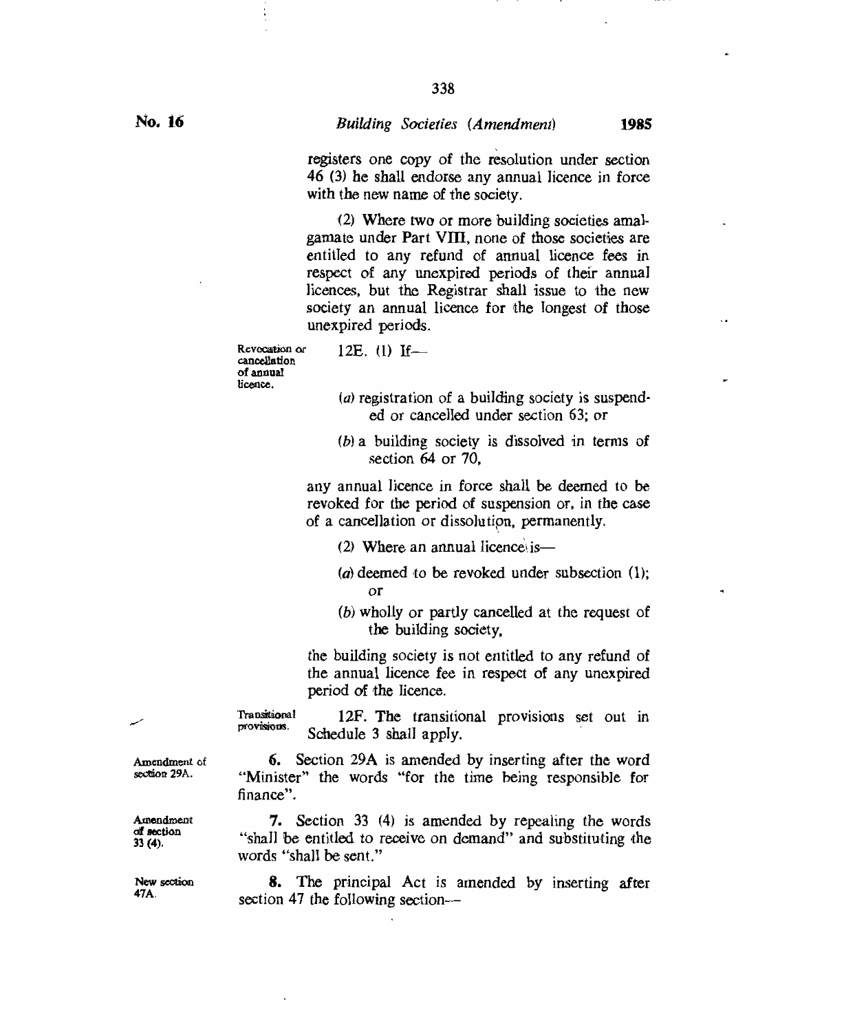registers one copy of the resolution under section 46 (3) he shall endorse any annual licence in force with the new name of the society.

(2) Where two or more building societies amalgamate under Part VIII, none of those societies are entitled to any refund of annual licence fees in respect of any unexpired periods of their annual licences, but the Registrar shall issue to the new society an annual licence for the longest of those unexpired periods.

Revocation or cancellation of annual licence.

12E. (1) If—

(a) registration of a building society is suspended or cancelled under section 63; or

(b) a building society is dissolved in terms of section 64 or 70,

any annual licence in force shall be deemed to be revoked for the period of suspension or, in the case of a cancellation or dissolution, permanently.

(2) Where an annual licence is—

(a) deemed to be revoked under subsection (1); or

(b) wholly or partly cancelled at the request of the building society,

the building society is not entitled to any refund of the annual licence fee in respect of any unexpired period of the licence.

Transitional provisions.

12F. The transitional provisions set out in Schedule 3 shall apply.

Amendment of section 29A.

**6.** Section 29A is amended by inserting after the word "Minister" the words "for the time being responsible for finance".

Amendment of section 33 (4).

**7.** Section 33 (4) is amended by repealing the words "shall be entitled to receive on demand" and substituting the words "shall be sent."

New section 47A.

**8.** The principal Act is amended by inserting after section 47 the following section—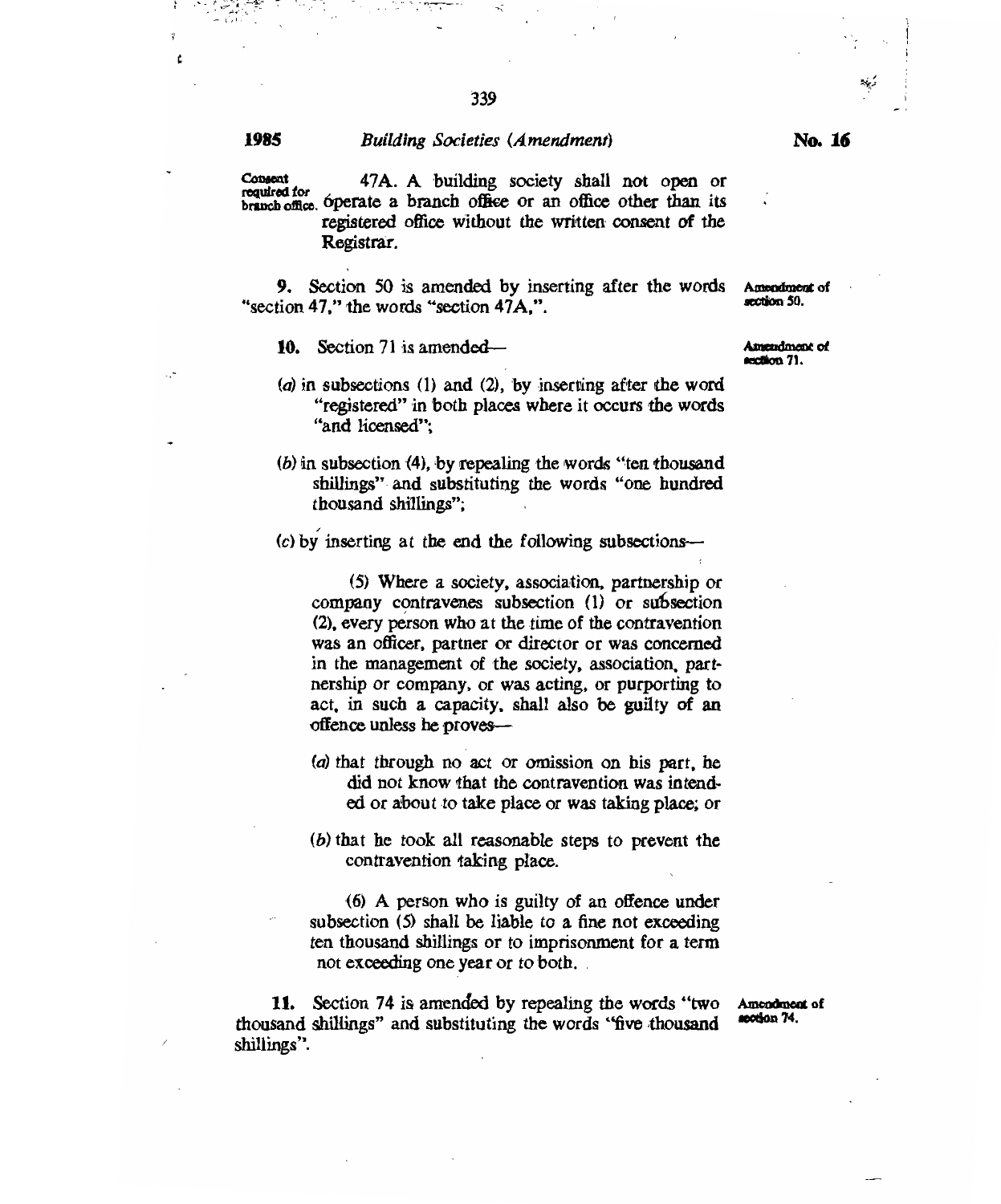Consent required for branch office.

47A. A building society shall not open or operate a branch office or an office other than its registered office without the written consent of the Registrar.

Amendment of section 50.

**9.** Section 50 is amended by inserting after the words "section 47," the words "section 47A,".

Amendment of section 71.

**10.** Section 71 is amended—

(*a*) in subsections (1) and (2), by inserting after the word "registered" in both places where it occurs the words "and licensed";

(*b*) in subsection (4), by repealing the words "ten thousand shillings" and substituting the words "one hundred thousand shillings";

(*c*) by inserting at the end the following subsections—

(5) Where a society, association, partnership or company contravenes subsection (1) or subsection (2), every person who at the time of the contravention was an officer, partner or director or was concerned in the management of the society, association, partnership or company, or was acting, or purporting to act, in such a capacity, shall also be guilty of an offence unless he proves—

(*a*) that through no act or omission on his part, he did not know that the contravention was intended or about to take place or was taking place; or

(*b*) that he took all reasonable steps to prevent the contravention taking place.

(6) A person who is guilty of an offence under subsection (5) shall be liable to a fine not exceeding ten thousand shillings or to imprisonment for a term not exceeding one year or to both.

Amendment of section 74.

**11.** Section 74 is amended by repealing the words "two thousand shillings" and substituting the words "five thousand shillings".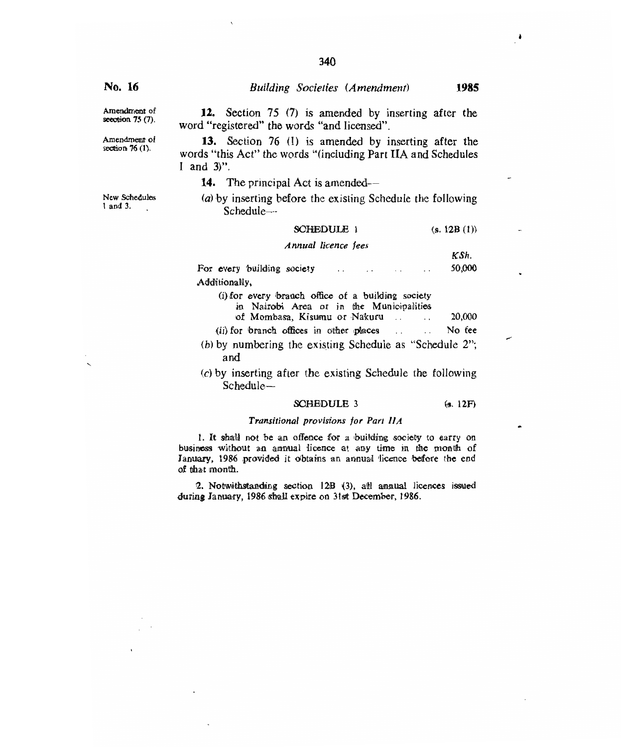Amendment of section 75 (7).

**12.** Section 75 (7) is amended by inserting after the word "registered" the words "and licensed".

Amendment of section 76 (1).

**13.** Section 76 (1) is amended by inserting after the words "this Act" the words "(including Part IIA and Schedules 1 and 3)".

**14.** The principal Act is amended—

New Schedules 1 and 3.

(*a*) by inserting before the existing Schedule the following Schedule—

SCHEDULE 1 (s. 12B (1))

*Annual licence fees*

| | *KSh.* |
|---|---|
| For every building society .. .. .. .. | 50,000 |
| Additionally, | |
| (i) for every branch office of a building society in Nairobi Area or in the Municipalities of Mombasa, Kisumu or Nakuru .. .. | 20,000 |
| (ii) for branch offices in other places .. .. | No fee |

(*b*) by numbering the existing Schedule as "Schedule 2"; and

(*c*) by inserting after the existing Schedule the following Schedule—

SCHEDULE 3 (s. 12F)

*Transitional provisions for Part IIA*

1. It shall not be an offence for a building society to carry on business without an annual licence at any time in the month of January, 1986 provided it obtains an annual licence before the end of that month.

2. Notwithstanding section 12B (3), all annual licences issued during January, 1986 shall expire on 31st December, 1986.